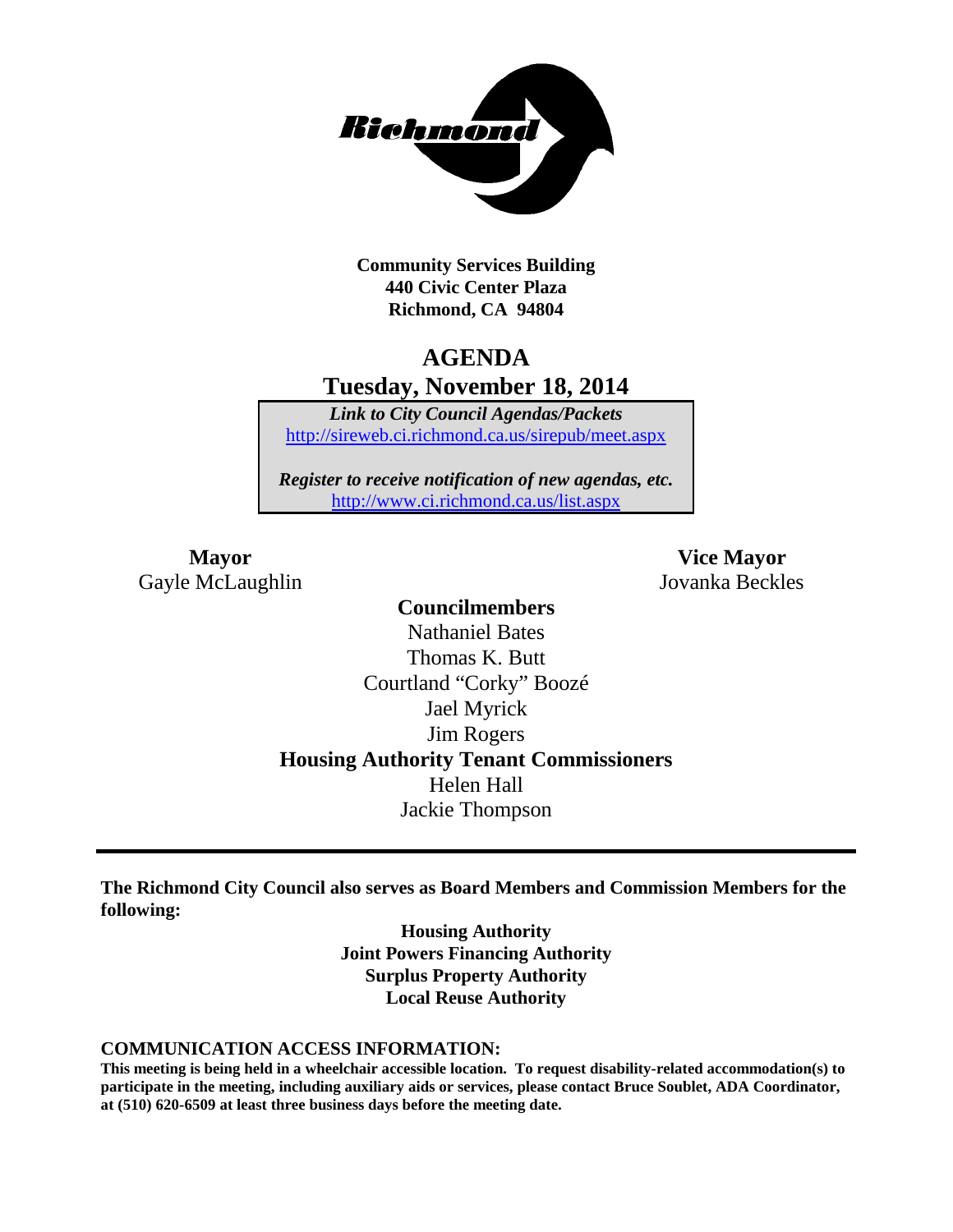**Community Services Building**
**440 Civic Center Plaza**
**Richmond, CA 94804**

# AGENDA

## Tuesday, November 18, 2014

*Link to City Council Agendas/Packets*
http://sireweb.ci.richmond.ca.us/sirepub/meet.aspx

*Register to receive notification of new agendas, etc.*
http://www.ci.richmond.ca.us/list.aspx

**Mayor**
Gayle McLaughlin

**Vice Mayor**
Jovanka Beckles

**Councilmembers**
Nathaniel Bates
Thomas K. Butt
Courtland "Corky" Boozé
Jael Myrick
Jim Rogers

**Housing Authority Tenant Commissioners**
Helen Hall
Jackie Thompson

---

**The Richmond City Council also serves as Board Members and Commission Members for the following:**

**Housing Authority**
**Joint Powers Financing Authority**
**Surplus Property Authority**
**Local Reuse Authority**

**COMMUNICATION ACCESS INFORMATION:**

**This meeting is being held in a wheelchair accessible location. To request disability-related accommodation(s) to participate in the meeting, including auxiliary aids or services, please contact Bruce Soublet, ADA Coordinator, at (510) 620-6509 at least three business days before the meeting date.**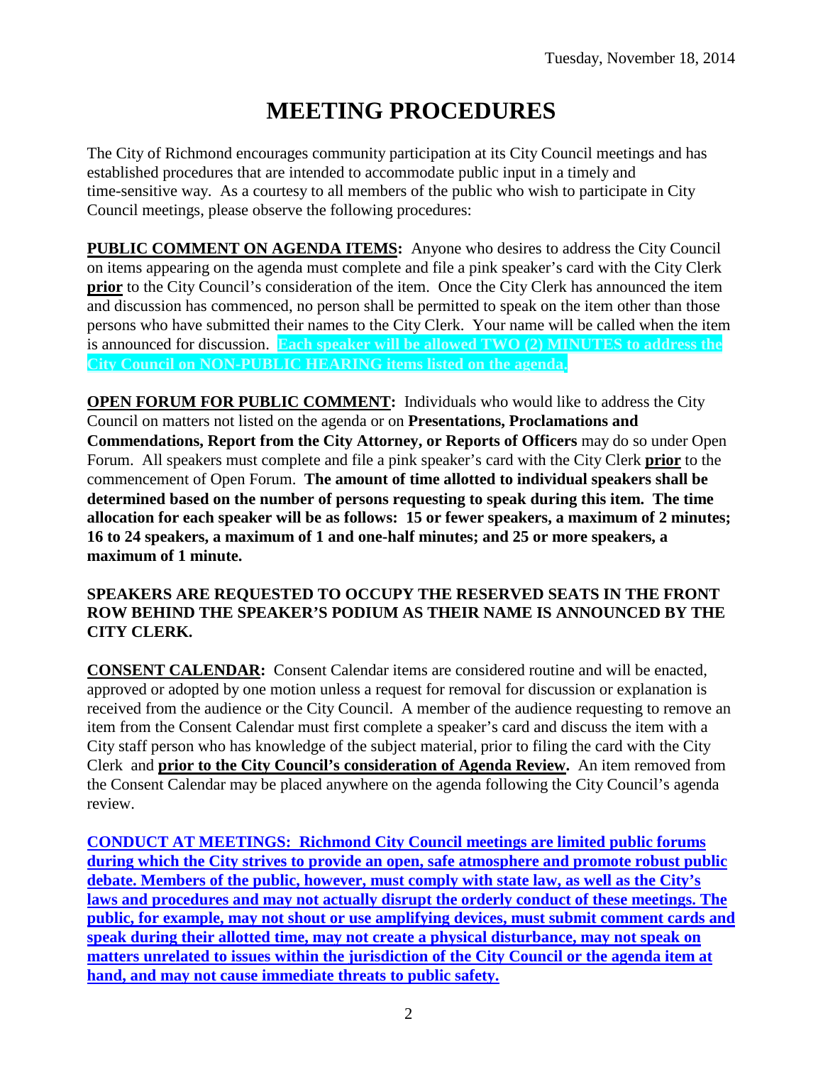Tuesday, November 18, 2014

# MEETING PROCEDURES

The City of Richmond encourages community participation at its City Council meetings and has established procedures that are intended to accommodate public input in a timely and time-sensitive way. As a courtesy to all members of the public who wish to participate in City Council meetings, please observe the following procedures:

**PUBLIC COMMENT ON AGENDA ITEMS:** Anyone who desires to address the City Council on items appearing on the agenda must complete and file a pink speaker's card with the City Clerk **prior** to the City Council's consideration of the item. Once the City Clerk has announced the item and discussion has commenced, no person shall be permitted to speak on the item other than those persons who have submitted their names to the City Clerk. Your name will be called when the item is announced for discussion. **Each speaker will be allowed TWO (2) MINUTES to address the City Council on NON-PUBLIC HEARING items listed on the agenda.**

**OPEN FORUM FOR PUBLIC COMMENT:** Individuals who would like to address the City Council on matters not listed on the agenda or on **Presentations, Proclamations and Commendations, Report from the City Attorney, or Reports of Officers** may do so under Open Forum. All speakers must complete and file a pink speaker's card with the City Clerk **prior** to the commencement of Open Forum. **The amount of time allotted to individual speakers shall be determined based on the number of persons requesting to speak during this item. The time allocation for each speaker will be as follows: 15 or fewer speakers, a maximum of 2 minutes; 16 to 24 speakers, a maximum of 1 and one-half minutes; and 25 or more speakers, a maximum of 1 minute.**

**SPEAKERS ARE REQUESTED TO OCCUPY THE RESERVED SEATS IN THE FRONT ROW BEHIND THE SPEAKER'S PODIUM AS THEIR NAME IS ANNOUNCED BY THE CITY CLERK.**

**CONSENT CALENDAR:** Consent Calendar items are considered routine and will be enacted, approved or adopted by one motion unless a request for removal for discussion or explanation is received from the audience or the City Council. A member of the audience requesting to remove an item from the Consent Calendar must first complete a speaker's card and discuss the item with a City staff person who has knowledge of the subject material, prior to filing the card with the City Clerk and **prior to the City Council's consideration of Agenda Review.** An item removed from the Consent Calendar may be placed anywhere on the agenda following the City Council's agenda review.

**CONDUCT AT MEETINGS: Richmond City Council meetings are limited public forums during which the City strives to provide an open, safe atmosphere and promote robust public debate. Members of the public, however, must comply with state law, as well as the City's laws and procedures and may not actually disrupt the orderly conduct of these meetings. The public, for example, may not shout or use amplifying devices, must submit comment cards and speak during their allotted time, may not create a physical disturbance, may not speak on matters unrelated to issues within the jurisdiction of the City Council or the agenda item at hand, and may not cause immediate threats to public safety.**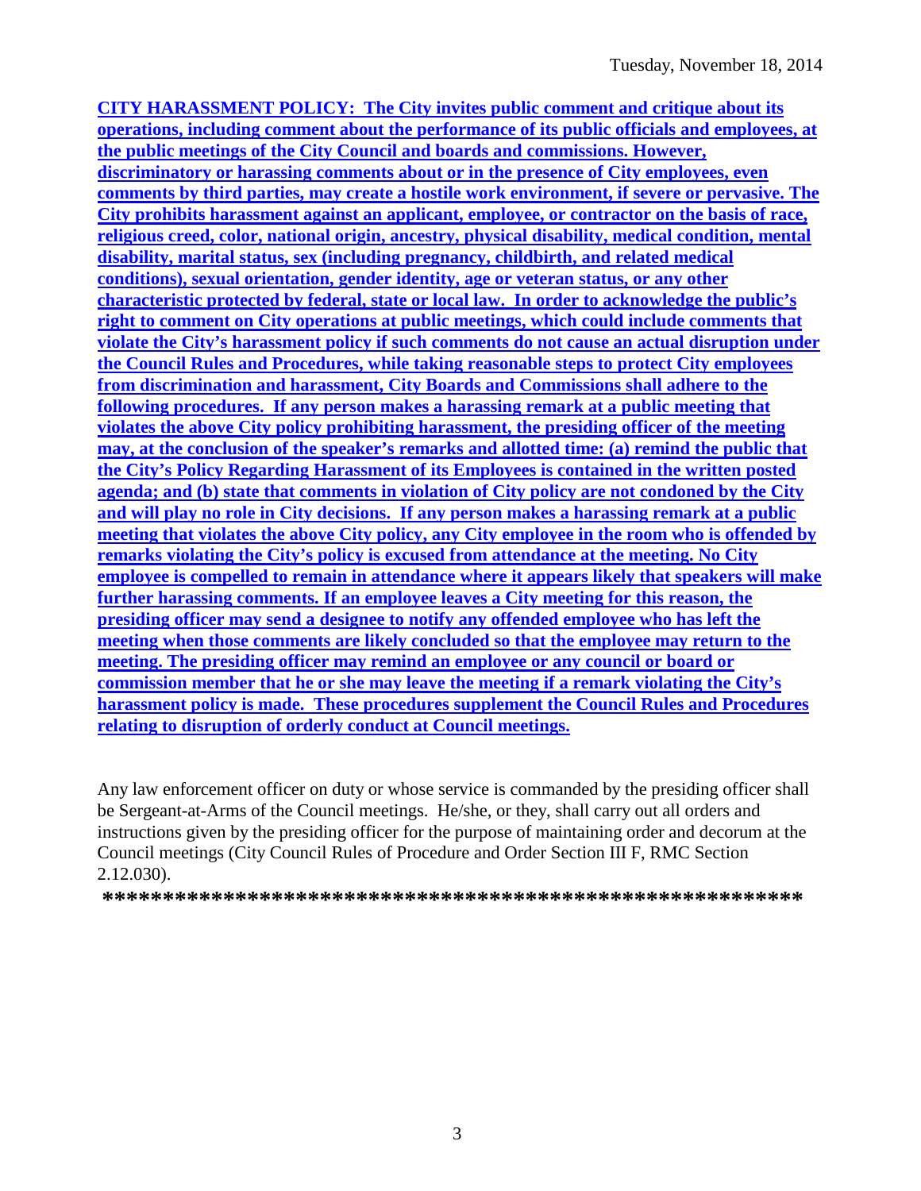**CITY HARASSMENT POLICY: The City invites public comment and critique about its operations, including comment about the performance of its public officials and employees, at the public meetings of the City Council and boards and commissions. However, discriminatory or harassing comments about or in the presence of City employees, even comments by third parties, may create a hostile work environment, if severe or pervasive. The City prohibits harassment against an applicant, employee, or contractor on the basis of race, religious creed, color, national origin, ancestry, physical disability, medical condition, mental disability, marital status, sex (including pregnancy, childbirth, and related medical conditions), sexual orientation, gender identity, age or veteran status, or any other characteristic protected by federal, state or local law. In order to acknowledge the public's right to comment on City operations at public meetings, which could include comments that violate the City's harassment policy if such comments do not cause an actual disruption under the Council Rules and Procedures, while taking reasonable steps to protect City employees from discrimination and harassment, City Boards and Commissions shall adhere to the following procedures. If any person makes a harassing remark at a public meeting that violates the above City policy prohibiting harassment, the presiding officer of the meeting may, at the conclusion of the speaker's remarks and allotted time: (a) remind the public that the City's Policy Regarding Harassment of its Employees is contained in the written posted agenda; and (b) state that comments in violation of City policy are not condoned by the City and will play no role in City decisions. If any person makes a harassing remark at a public meeting that violates the above City policy, any City employee in the room who is offended by remarks violating the City's policy is excused from attendance at the meeting. No City employee is compelled to remain in attendance where it appears likely that speakers will make further harassing comments. If an employee leaves a City meeting for this reason, the presiding officer may send a designee to notify any offended employee who has left the meeting when those comments are likely concluded so that the employee may return to the meeting. The presiding officer may remind an employee or any council or board or commission member that he or she may leave the meeting if a remark violating the City's harassment policy is made. These procedures supplement the Council Rules and Procedures relating to disruption of orderly conduct at Council meetings.**

Any law enforcement officer on duty or whose service is commanded by the presiding officer shall be Sergeant-at-Arms of the Council meetings. He/she, or they, shall carry out all orders and instructions given by the presiding officer for the purpose of maintaining order and decorum at the Council meetings (City Council Rules of Procedure and Order Section III F, RMC Section 2.12.030).

**\*\*\*\*\*\*\*\*\*\*\*\*\*\*\*\*\*\*\*\*\*\*\*\*\*\*\*\*\*\*\*\*\*\*\*\*\*\*\*\*\*\*\*\*\*\*\*\*\*\*\*\*\*\*\*\*\*\***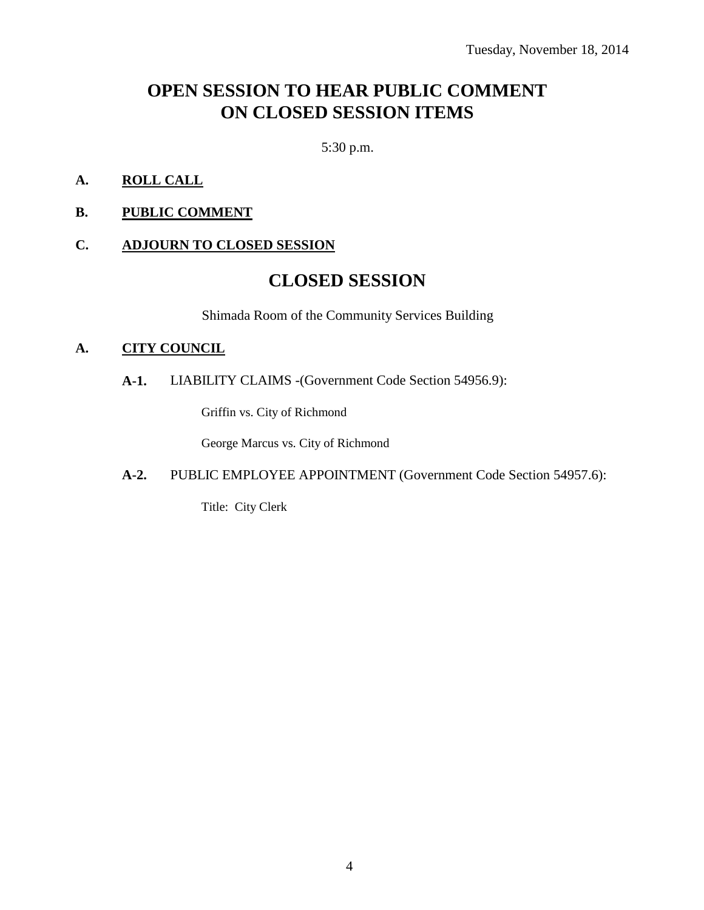Tuesday, November 18, 2014

# OPEN SESSION TO HEAR PUBLIC COMMENT ON CLOSED SESSION ITEMS

5:30 p.m.

**A. ROLL CALL**

**B. PUBLIC COMMENT**

**C. ADJOURN TO CLOSED SESSION**

# CLOSED SESSION

Shimada Room of the Community Services Building

**A. CITY COUNCIL**

**A-1.** LIABILITY CLAIMS -(Government Code Section 54956.9):

Griffin vs. City of Richmond

George Marcus vs. City of Richmond

**A-2.** PUBLIC EMPLOYEE APPOINTMENT (Government Code Section 54957.6):

Title: City Clerk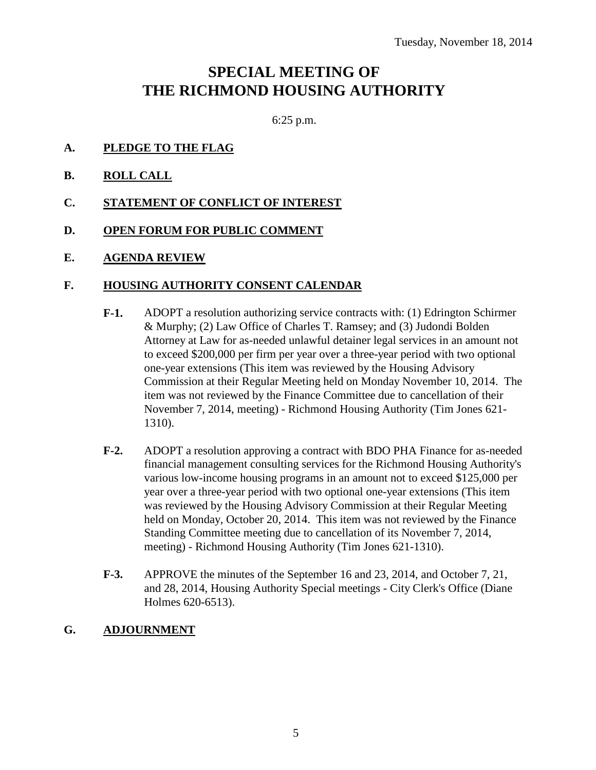Tuesday, November 18, 2014

# SPECIAL MEETING OF THE RICHMOND HOUSING AUTHORITY

6:25 p.m.

**A. PLEDGE TO THE FLAG**

**B. ROLL CALL**

**C. STATEMENT OF CONFLICT OF INTEREST**

**D. OPEN FORUM FOR PUBLIC COMMENT**

**E. AGENDA REVIEW**

**F. HOUSING AUTHORITY CONSENT CALENDAR**

**F-1.** ADOPT a resolution authorizing service contracts with: (1) Edrington Schirmer & Murphy; (2) Law Office of Charles T. Ramsey; and (3) Judondi Bolden Attorney at Law for as-needed unlawful detainer legal services in an amount not to exceed $200,000 per firm per year over a three-year period with two optional one-year extensions (This item was reviewed by the Housing Advisory Commission at their Regular Meeting held on Monday November 10, 2014. The item was not reviewed by the Finance Committee due to cancellation of their November 7, 2014, meeting) - Richmond Housing Authority (Tim Jones 621-1310).

**F-2.** ADOPT a resolution approving a contract with BDO PHA Finance for as-needed financial management consulting services for the Richmond Housing Authority's various low-income housing programs in an amount not to exceed $125,000 per year over a three-year period with two optional one-year extensions (This item was reviewed by the Housing Advisory Commission at their Regular Meeting held on Monday, October 20, 2014. This item was not reviewed by the Finance Standing Committee meeting due to cancellation of its November 7, 2014, meeting) - Richmond Housing Authority (Tim Jones 621-1310).

**F-3.** APPROVE the minutes of the September 16 and 23, 2014, and October 7, 21, and 28, 2014, Housing Authority Special meetings - City Clerk's Office (Diane Holmes 620-6513).

**G. ADJOURNMENT**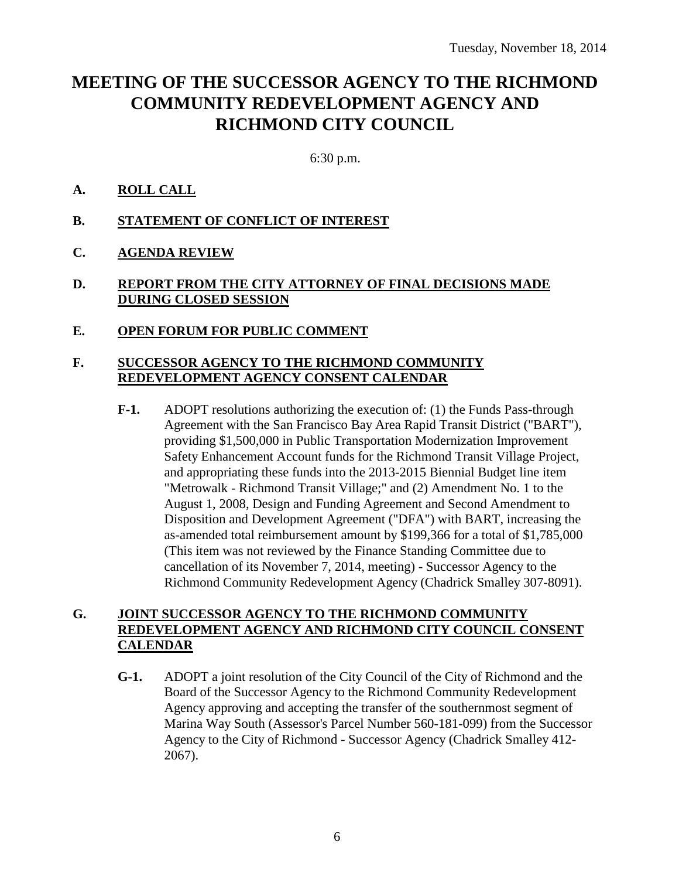Tuesday, November 18, 2014

# MEETING OF THE SUCCESSOR AGENCY TO THE RICHMOND COMMUNITY REDEVELOPMENT AGENCY AND RICHMOND CITY COUNCIL

6:30 p.m.

**A. ROLL CALL**

**B. STATEMENT OF CONFLICT OF INTEREST**

**C. AGENDA REVIEW**

**D. REPORT FROM THE CITY ATTORNEY OF FINAL DECISIONS MADE DURING CLOSED SESSION**

**E. OPEN FORUM FOR PUBLIC COMMENT**

**F. SUCCESSOR AGENCY TO THE RICHMOND COMMUNITY REDEVELOPMENT AGENCY CONSENT CALENDAR**

**F-1.** ADOPT resolutions authorizing the execution of: (1) the Funds Pass-through Agreement with the San Francisco Bay Area Rapid Transit District ("BART"), providing $1,500,000 in Public Transportation Modernization Improvement Safety Enhancement Account funds for the Richmond Transit Village Project, and appropriating these funds into the 2013-2015 Biennial Budget line item "Metrowalk - Richmond Transit Village;" and (2) Amendment No. 1 to the August 1, 2008, Design and Funding Agreement and Second Amendment to Disposition and Development Agreement ("DFA") with BART, increasing the as-amended total reimbursement amount by $199,366 for a total of $1,785,000 (This item was not reviewed by the Finance Standing Committee due to cancellation of its November 7, 2014, meeting) - Successor Agency to the Richmond Community Redevelopment Agency (Chadrick Smalley 307-8091).

**G. JOINT SUCCESSOR AGENCY TO THE RICHMOND COMMUNITY REDEVELOPMENT AGENCY AND RICHMOND CITY COUNCIL CONSENT CALENDAR**

**G-1.** ADOPT a joint resolution of the City Council of the City of Richmond and the Board of the Successor Agency to the Richmond Community Redevelopment Agency approving and accepting the transfer of the southernmost segment of Marina Way South (Assessor's Parcel Number 560-181-099) from the Successor Agency to the City of Richmond - Successor Agency (Chadrick Smalley 412-2067).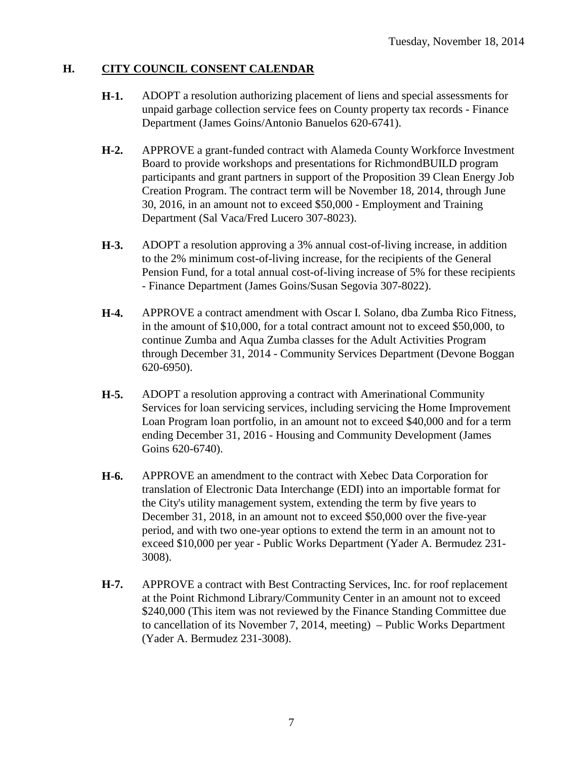## H. CITY COUNCIL CONSENT CALENDAR

**H-1.** ADOPT a resolution authorizing placement of liens and special assessments for unpaid garbage collection service fees on County property tax records - Finance Department (James Goins/Antonio Banuelos 620-6741).

**H-2.** APPROVE a grant-funded contract with Alameda County Workforce Investment Board to provide workshops and presentations for RichmondBUILD program participants and grant partners in support of the Proposition 39 Clean Energy Job Creation Program. The contract term will be November 18, 2014, through June 30, 2016, in an amount not to exceed $50,000 - Employment and Training Department (Sal Vaca/Fred Lucero 307-8023).

**H-3.** ADOPT a resolution approving a 3% annual cost-of-living increase, in addition to the 2% minimum cost-of-living increase, for the recipients of the General Pension Fund, for a total annual cost-of-living increase of 5% for these recipients - Finance Department (James Goins/Susan Segovia 307-8022).

**H-4.** APPROVE a contract amendment with Oscar I. Solano, dba Zumba Rico Fitness, in the amount of $10,000, for a total contract amount not to exceed $50,000, to continue Zumba and Aqua Zumba classes for the Adult Activities Program through December 31, 2014 - Community Services Department (Devone Boggan 620-6950).

**H-5.** ADOPT a resolution approving a contract with Amerinational Community Services for loan servicing services, including servicing the Home Improvement Loan Program loan portfolio, in an amount not to exceed $40,000 and for a term ending December 31, 2016 - Housing and Community Development (James Goins 620-6740).

**H-6.** APPROVE an amendment to the contract with Xebec Data Corporation for translation of Electronic Data Interchange (EDI) into an importable format for the City's utility management system, extending the term by five years to December 31, 2018, in an amount not to exceed $50,000 over the five-year period, and with two one-year options to extend the term in an amount not to exceed $10,000 per year - Public Works Department (Yader A. Bermudez 231-3008).

**H-7.** APPROVE a contract with Best Contracting Services, Inc. for roof replacement at the Point Richmond Library/Community Center in an amount not to exceed $240,000 (This item was not reviewed by the Finance Standing Committee due to cancellation of its November 7, 2014, meeting) – Public Works Department (Yader A. Bermudez 231-3008).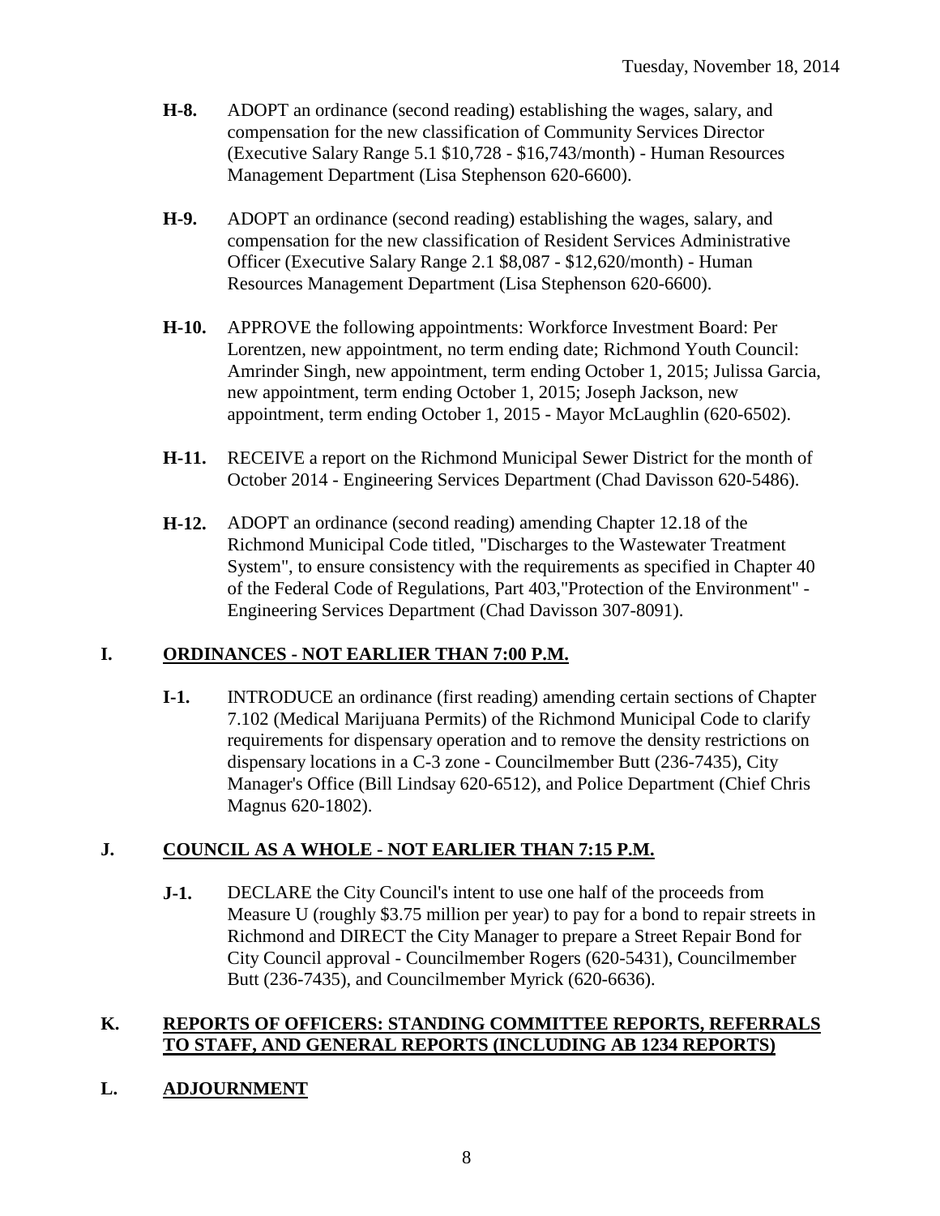- **H-8.** ADOPT an ordinance (second reading) establishing the wages, salary, and compensation for the new classification of Community Services Director (Executive Salary Range 5.1 $10,728 - $16,743/month) - Human Resources Management Department (Lisa Stephenson 620-6600).

- **H-9.** ADOPT an ordinance (second reading) establishing the wages, salary, and compensation for the new classification of Resident Services Administrative Officer (Executive Salary Range 2.1 $8,087 - $12,620/month) - Human Resources Management Department (Lisa Stephenson 620-6600).

- **H-10.** APPROVE the following appointments: Workforce Investment Board: Per Lorentzen, new appointment, no term ending date; Richmond Youth Council: Amrinder Singh, new appointment, term ending October 1, 2015; Julissa Garcia, new appointment, term ending October 1, 2015; Joseph Jackson, new appointment, term ending October 1, 2015 - Mayor McLaughlin (620-6502).

- **H-11.** RECEIVE a report on the Richmond Municipal Sewer District for the month of October 2014 - Engineering Services Department (Chad Davisson 620-5486).

- **H-12.** ADOPT an ordinance (second reading) amending Chapter 12.18 of the Richmond Municipal Code titled, "Discharges to the Wastewater Treatment System", to ensure consistency with the requirements as specified in Chapter 40 of the Federal Code of Regulations, Part 403,"Protection of the Environment" - Engineering Services Department (Chad Davisson 307-8091).

## I. ORDINANCES - NOT EARLIER THAN 7:00 P.M.

- **I-1.** INTRODUCE an ordinance (first reading) amending certain sections of Chapter 7.102 (Medical Marijuana Permits) of the Richmond Municipal Code to clarify requirements for dispensary operation and to remove the density restrictions on dispensary locations in a C-3 zone - Councilmember Butt (236-7435), City Manager's Office (Bill Lindsay 620-6512), and Police Department (Chief Chris Magnus 620-1802).

## J. COUNCIL AS A WHOLE - NOT EARLIER THAN 7:15 P.M.

- **J-1.** DECLARE the City Council's intent to use one half of the proceeds from Measure U (roughly $3.75 million per year) to pay for a bond to repair streets in Richmond and DIRECT the City Manager to prepare a Street Repair Bond for City Council approval - Councilmember Rogers (620-5431), Councilmember Butt (236-7435), and Councilmember Myrick (620-6636).

## K. REPORTS OF OFFICERS: STANDING COMMITTEE REPORTS, REFERRALS TO STAFF, AND GENERAL REPORTS (INCLUDING AB 1234 REPORTS)

## L. ADJOURNMENT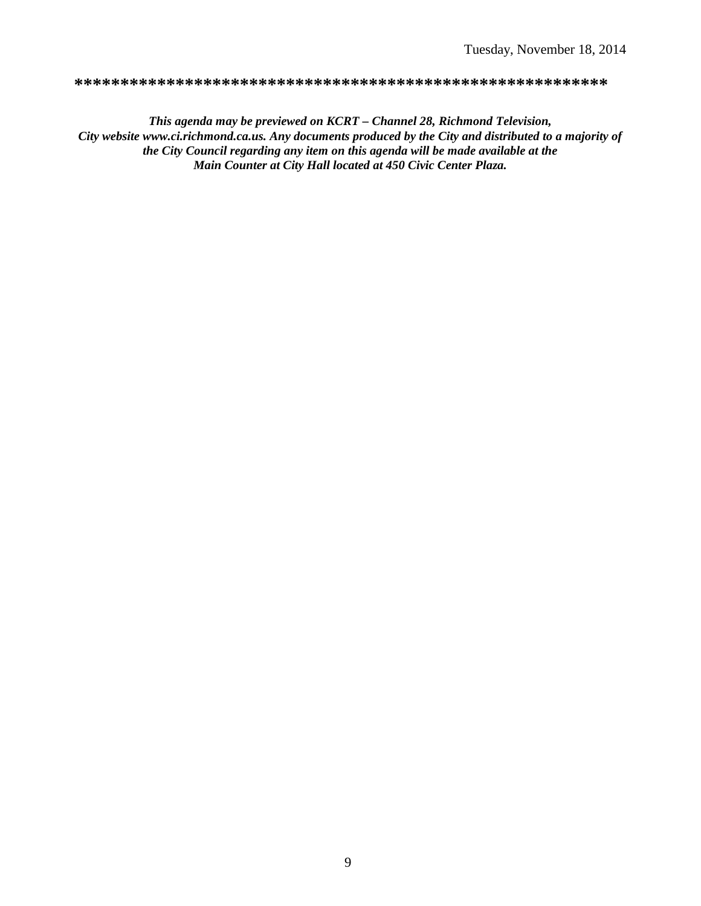\*\*\*\*\*\*\*\*\*\*\*\*\*\*\*\*\*\*\*\*\*\*\*\*\*\*\*\*\*\*\*\*\*\*\*\*\*\*\*\*\*\*\*\*\*\*\*\*\*\*\*\*\*\*\*\*\*\*\*

***This agenda may be previewed on KCRT – Channel 28, Richmond Television, City website www.ci.richmond.ca.us. Any documents produced by the City and distributed to a majority of the City Council regarding any item on this agenda will be made available at the Main Counter at City Hall located at 450 Civic Center Plaza.***